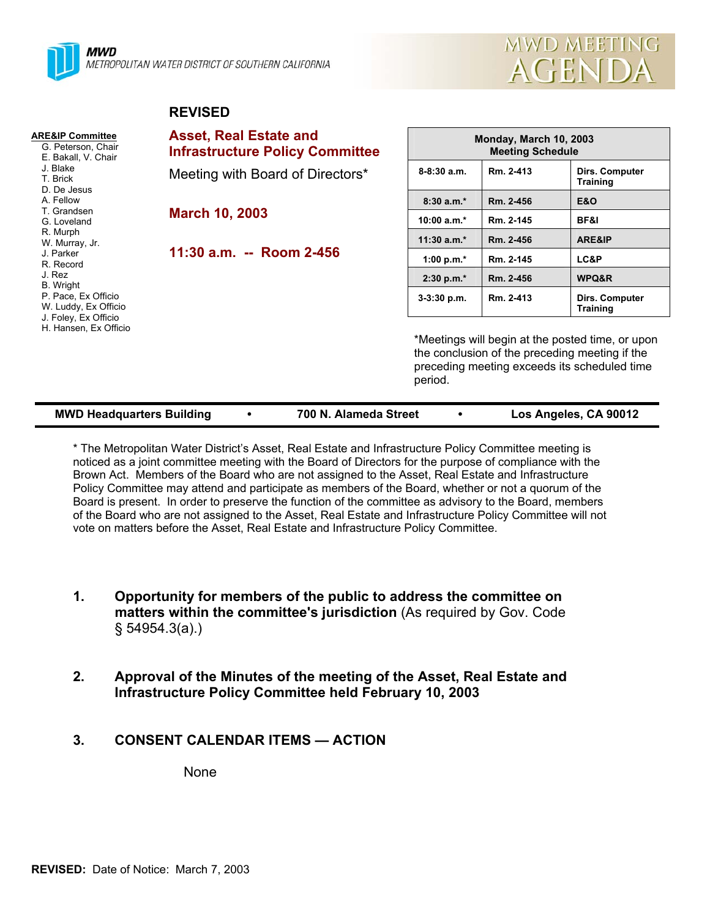MWD
METROPOLITAN WATER DISTRICT OF SOUTHERN CALIFORNIA

MWD MEETING AGENDA

**REVISED**

**ARE&IP Committee**
G. Peterson, Chair
E. Bakall, V. Chair
J. Blake
T. Brick
D. De Jesus
A. Fellow
T. Grandsen
G. Loveland
R. Murph
W. Murray, Jr.
J. Parker
R. Record
J. Rez
B. Wright
P. Pace, Ex Officio
W. Luddy, Ex Officio
J. Foley, Ex Officio
H. Hansen, Ex Officio

## Asset, Real Estate and Infrastructure Policy Committee

Meeting with Board of Directors*

## March 10, 2003

## 11:30 a.m. -- Room 2-456

| Monday, March 10, 2003 Meeting Schedule | | |
|---|---|---|
| 8-8:30 a.m. | Rm. 2-413 | Dirs. Computer Training |
| 8:30 a.m.* | Rm. 2-456 | E&O |
| 10:00 a.m.* | Rm. 2-145 | BF&I |
| 11:30 a.m.* | Rm. 2-456 | ARE&IP |
| 1:00 p.m.* | Rm. 2-145 | LC&P |
| 2:30 p.m.* | Rm. 2-456 | WPQ&R |
| 3-3:30 p.m. | Rm. 2-413 | Dirs. Computer Training |

*Meetings will begin at the posted time, or upon the conclusion of the preceding meeting if the preceding meeting exceeds its scheduled time period.

**MWD Headquarters Building • 700 N. Alameda Street • Los Angeles, CA 90012**

* The Metropolitan Water District's Asset, Real Estate and Infrastructure Policy Committee meeting is noticed as a joint committee meeting with the Board of Directors for the purpose of compliance with the Brown Act. Members of the Board who are not assigned to the Asset, Real Estate and Infrastructure Policy Committee may attend and participate as members of the Board, whether or not a quorum of the Board is present. In order to preserve the function of the committee as advisory to the Board, members of the Board who are not assigned to the Asset, Real Estate and Infrastructure Policy Committee will not vote on matters before the Asset, Real Estate and Infrastructure Policy Committee.

1. **Opportunity for members of the public to address the committee on matters within the committee's jurisdiction** (As required by Gov. Code § 54954.3(a).)

2. **Approval of the Minutes of the meeting of the Asset, Real Estate and Infrastructure Policy Committee held February 10, 2003**

3. **CONSENT CALENDAR ITEMS — ACTION**

   None

**REVISED:** Date of Notice: March 7, 2003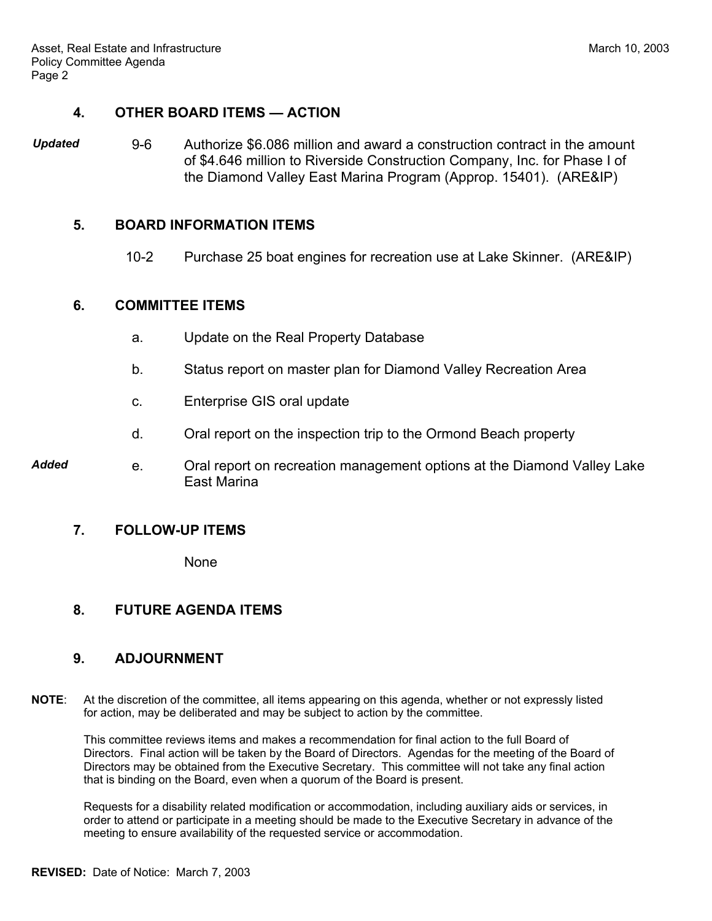## 4. OTHER BOARD ITEMS — ACTION

*Updated* 9-6 Authorize \$6.086 million and award a construction contract in the amount of \$4.646 million to Riverside Construction Company, Inc. for Phase I of the Diamond Valley East Marina Program (Approp. 15401). (ARE&IP)

## 5. BOARD INFORMATION ITEMS

10-2 Purchase 25 boat engines for recreation use at Lake Skinner. (ARE&IP)

## 6. COMMITTEE ITEMS

a. Update on the Real Property Database

b. Status report on master plan for Diamond Valley Recreation Area

c. Enterprise GIS oral update

d. Oral report on the inspection trip to the Ormond Beach property

*Added* e. Oral report on recreation management options at the Diamond Valley Lake East Marina

## 7. FOLLOW-UP ITEMS

None

## 8. FUTURE AGENDA ITEMS

## 9. ADJOURNMENT

**NOTE**: At the discretion of the committee, all items appearing on this agenda, whether or not expressly listed for action, may be deliberated and may be subject to action by the committee.

This committee reviews items and makes a recommendation for final action to the full Board of Directors. Final action will be taken by the Board of Directors. Agendas for the meeting of the Board of Directors may be obtained from the Executive Secretary. This committee will not take any final action that is binding on the Board, even when a quorum of the Board is present.

Requests for a disability related modification or accommodation, including auxiliary aids or services, in order to attend or participate in a meeting should be made to the Executive Secretary in advance of the meeting to ensure availability of the requested service or accommodation.

**REVISED:** Date of Notice: March 7, 2003